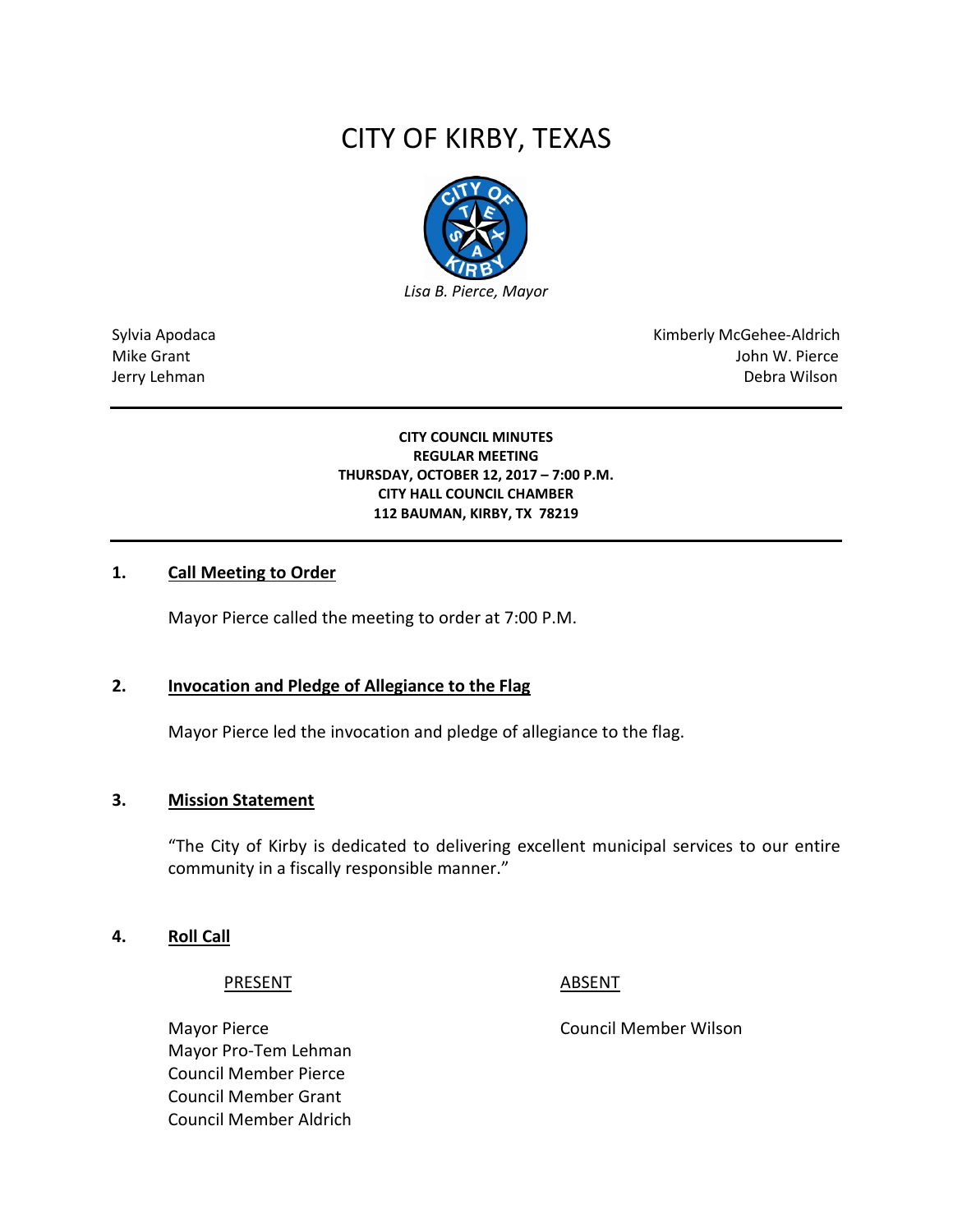# CITY OF KIRBY, TEXAS

*Lisa B. Pierce, Mayor*

Sylvia Apodaca
Mike Grant
Jerry Lehman

Kimberly McGehee-Aldrich
John W. Pierce
Debra Wilson

---

**CITY COUNCIL MINUTES**
**REGULAR MEETING**
**THURSDAY, OCTOBER 12, 2017 – 7:00 P.M.**
**CITY HALL COUNCIL CHAMBER**
**112 BAUMAN, KIRBY, TX 78219**

---

## 1. Call Meeting to Order

Mayor Pierce called the meeting to order at 7:00 P.M.

## 2. Invocation and Pledge of Allegiance to the Flag

Mayor Pierce led the invocation and pledge of allegiance to the flag.

## 3. Mission Statement

"The City of Kirby is dedicated to delivering excellent municipal services to our entire community in a fiscally responsible manner."

## 4. Roll Call

| PRESENT | ABSENT |
|---|---|
| Mayor Pierce | Council Member Wilson |
| Mayor Pro-Tem Lehman | |
| Council Member Pierce | |
| Council Member Grant | |
| Council Member Aldrich | |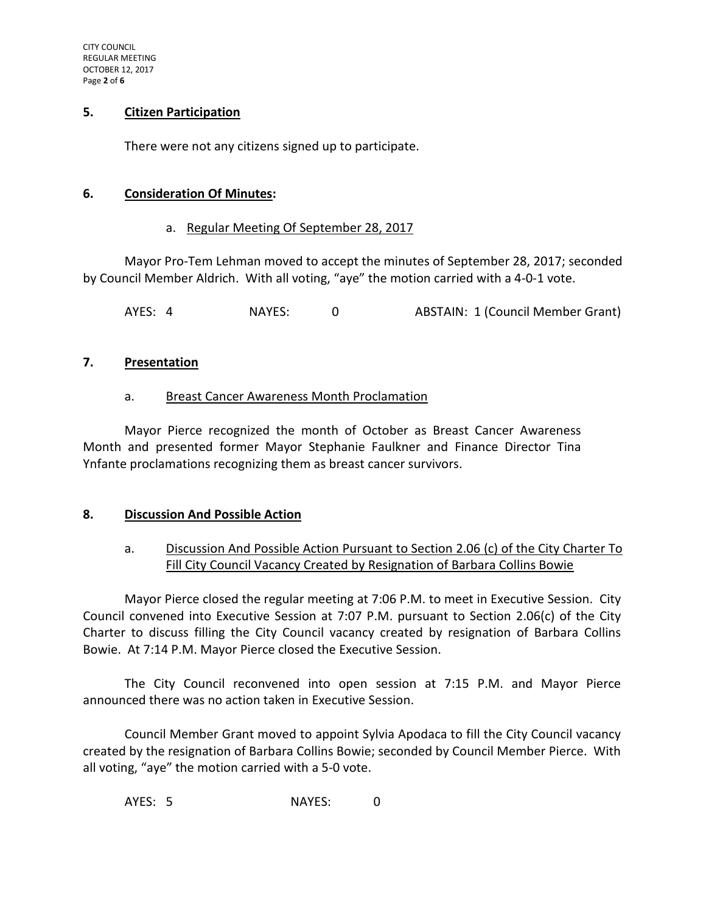## 5. Citizen Participation

There were not any citizens signed up to participate.

## 6. Consideration Of Minutes:

a. Regular Meeting Of September 28, 2017

Mayor Pro-Tem Lehman moved to accept the minutes of September 28, 2017; seconded by Council Member Aldrich. With all voting, "aye" the motion carried with a 4-0-1 vote.

AYES: 4 NAYES: 0 ABSTAIN: 1 (Council Member Grant)

## 7. Presentation

a. Breast Cancer Awareness Month Proclamation

Mayor Pierce recognized the month of October as Breast Cancer Awareness Month and presented former Mayor Stephanie Faulkner and Finance Director Tina Ynfante proclamations recognizing them as breast cancer survivors.

## 8. Discussion And Possible Action

a. Discussion And Possible Action Pursuant to Section 2.06 (c) of the City Charter To Fill City Council Vacancy Created by Resignation of Barbara Collins Bowie

Mayor Pierce closed the regular meeting at 7:06 P.M. to meet in Executive Session. City Council convened into Executive Session at 7:07 P.M. pursuant to Section 2.06(c) of the City Charter to discuss filling the City Council vacancy created by resignation of Barbara Collins Bowie. At 7:14 P.M. Mayor Pierce closed the Executive Session.

The City Council reconvened into open session at 7:15 P.M. and Mayor Pierce announced there was no action taken in Executive Session.

Council Member Grant moved to appoint Sylvia Apodaca to fill the City Council vacancy created by the resignation of Barbara Collins Bowie; seconded by Council Member Pierce. With all voting, "aye" the motion carried with a 5-0 vote.

AYES: 5 NAYES: 0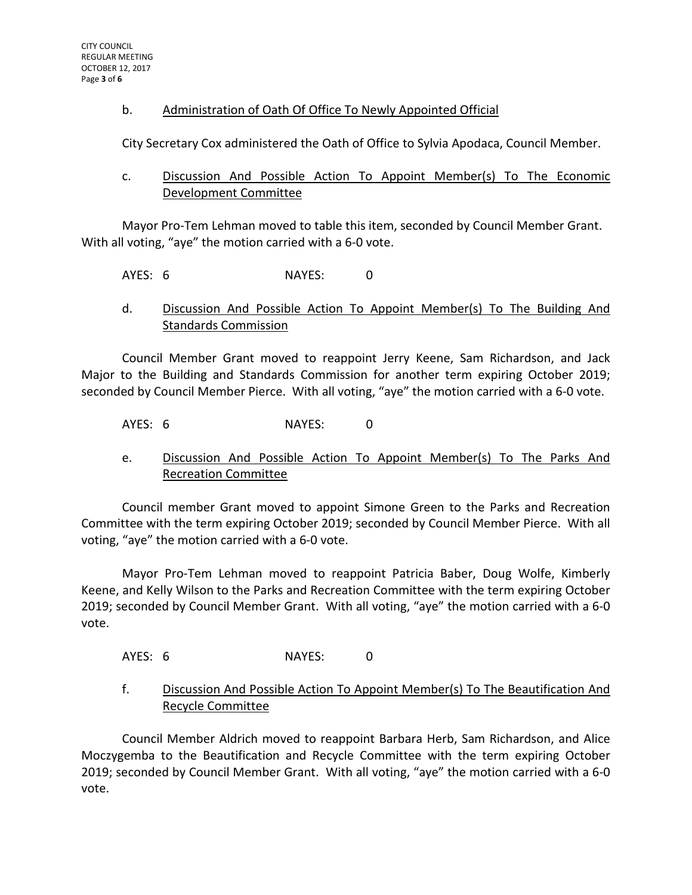b. <u>Administration of Oath Of Office To Newly Appointed Official</u>

City Secretary Cox administered the Oath of Office to Sylvia Apodaca, Council Member.

c. <u>Discussion And Possible Action To Appoint Member(s) To The Economic Development Committee</u>

Mayor Pro-Tem Lehman moved to table this item, seconded by Council Member Grant. With all voting, "aye" the motion carried with a 6-0 vote.

AYES: 6 NAYES: 0

d. <u>Discussion And Possible Action To Appoint Member(s) To The Building And Standards Commission</u>

Council Member Grant moved to reappoint Jerry Keene, Sam Richardson, and Jack Major to the Building and Standards Commission for another term expiring October 2019; seconded by Council Member Pierce. With all voting, "aye" the motion carried with a 6-0 vote.

AYES: 6 NAYES: 0

e. <u>Discussion And Possible Action To Appoint Member(s) To The Parks And Recreation Committee</u>

Council member Grant moved to appoint Simone Green to the Parks and Recreation Committee with the term expiring October 2019; seconded by Council Member Pierce. With all voting, "aye" the motion carried with a 6-0 vote.

Mayor Pro-Tem Lehman moved to reappoint Patricia Baber, Doug Wolfe, Kimberly Keene, and Kelly Wilson to the Parks and Recreation Committee with the term expiring October 2019; seconded by Council Member Grant. With all voting, "aye" the motion carried with a 6-0 vote.

AYES: 6 NAYES: 0

f. <u>Discussion And Possible Action To Appoint Member(s) To The Beautification And Recycle Committee</u>

Council Member Aldrich moved to reappoint Barbara Herb, Sam Richardson, and Alice Moczygemba to the Beautification and Recycle Committee with the term expiring October 2019; seconded by Council Member Grant. With all voting, "aye" the motion carried with a 6-0 vote.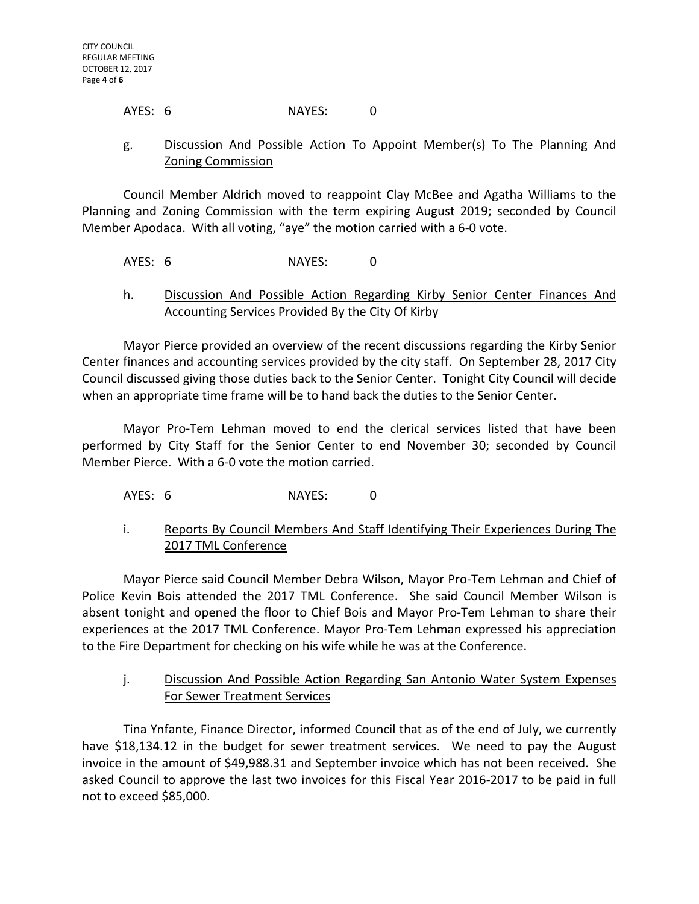AYES: 6 NAYES: 0

g. <u>Discussion And Possible Action To Appoint Member(s) To The Planning And Zoning Commission</u>

Council Member Aldrich moved to reappoint Clay McBee and Agatha Williams to the Planning and Zoning Commission with the term expiring August 2019; seconded by Council Member Apodaca. With all voting, "aye" the motion carried with a 6-0 vote.

AYES: 6 NAYES: 0

h. <u>Discussion And Possible Action Regarding Kirby Senior Center Finances And Accounting Services Provided By the City Of Kirby</u>

Mayor Pierce provided an overview of the recent discussions regarding the Kirby Senior Center finances and accounting services provided by the city staff. On September 28, 2017 City Council discussed giving those duties back to the Senior Center. Tonight City Council will decide when an appropriate time frame will be to hand back the duties to the Senior Center.

Mayor Pro-Tem Lehman moved to end the clerical services listed that have been performed by City Staff for the Senior Center to end November 30; seconded by Council Member Pierce. With a 6-0 vote the motion carried.

AYES: 6 NAYES: 0

i. <u>Reports By Council Members And Staff Identifying Their Experiences During The 2017 TML Conference</u>

Mayor Pierce said Council Member Debra Wilson, Mayor Pro-Tem Lehman and Chief of Police Kevin Bois attended the 2017 TML Conference. She said Council Member Wilson is absent tonight and opened the floor to Chief Bois and Mayor Pro-Tem Lehman to share their experiences at the 2017 TML Conference. Mayor Pro-Tem Lehman expressed his appreciation to the Fire Department for checking on his wife while he was at the Conference.

j. <u>Discussion And Possible Action Regarding San Antonio Water System Expenses For Sewer Treatment Services</u>

Tina Ynfante, Finance Director, informed Council that as of the end of July, we currently have $18,134.12 in the budget for sewer treatment services. We need to pay the August invoice in the amount of $49,988.31 and September invoice which has not been received. She asked Council to approve the last two invoices for this Fiscal Year 2016-2017 to be paid in full not to exceed $85,000.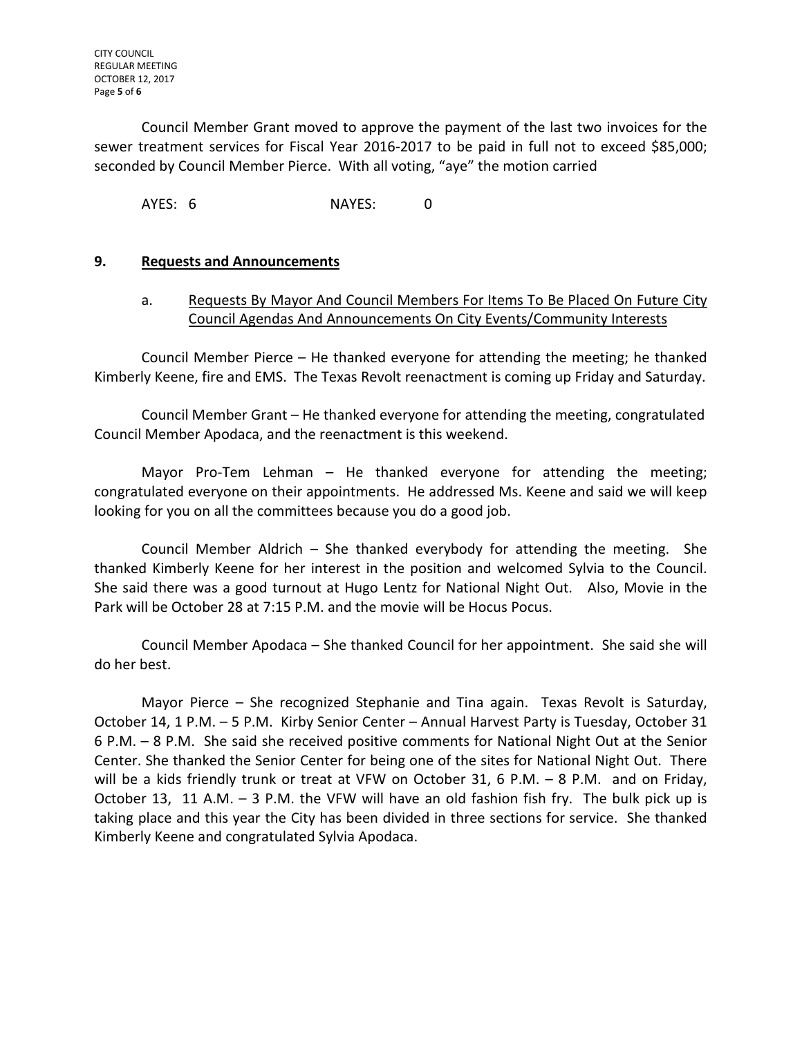Council Member Grant moved to approve the payment of the last two invoices for the sewer treatment services for Fiscal Year 2016-2017 to be paid in full not to exceed $85,000; seconded by Council Member Pierce. With all voting, "aye" the motion carried

AYES: 6 NAYES: 0

## 9. Requests and Announcements

a. Requests By Mayor And Council Members For Items To Be Placed On Future City Council Agendas And Announcements On City Events/Community Interests

Council Member Pierce – He thanked everyone for attending the meeting; he thanked Kimberly Keene, fire and EMS. The Texas Revolt reenactment is coming up Friday and Saturday.

Council Member Grant – He thanked everyone for attending the meeting, congratulated Council Member Apodaca, and the reenactment is this weekend.

Mayor Pro-Tem Lehman – He thanked everyone for attending the meeting; congratulated everyone on their appointments. He addressed Ms. Keene and said we will keep looking for you on all the committees because you do a good job.

Council Member Aldrich – She thanked everybody for attending the meeting. She thanked Kimberly Keene for her interest in the position and welcomed Sylvia to the Council. She said there was a good turnout at Hugo Lentz for National Night Out. Also, Movie in the Park will be October 28 at 7:15 P.M. and the movie will be Hocus Pocus.

Council Member Apodaca – She thanked Council for her appointment. She said she will do her best.

Mayor Pierce – She recognized Stephanie and Tina again. Texas Revolt is Saturday, October 14, 1 P.M. – 5 P.M. Kirby Senior Center – Annual Harvest Party is Tuesday, October 31 6 P.M. – 8 P.M. She said she received positive comments for National Night Out at the Senior Center. She thanked the Senior Center for being one of the sites for National Night Out. There will be a kids friendly trunk or treat at VFW on October 31, 6 P.M. – 8 P.M. and on Friday, October 13, 11 A.M. – 3 P.M. the VFW will have an old fashion fish fry. The bulk pick up is taking place and this year the City has been divided in three sections for service. She thanked Kimberly Keene and congratulated Sylvia Apodaca.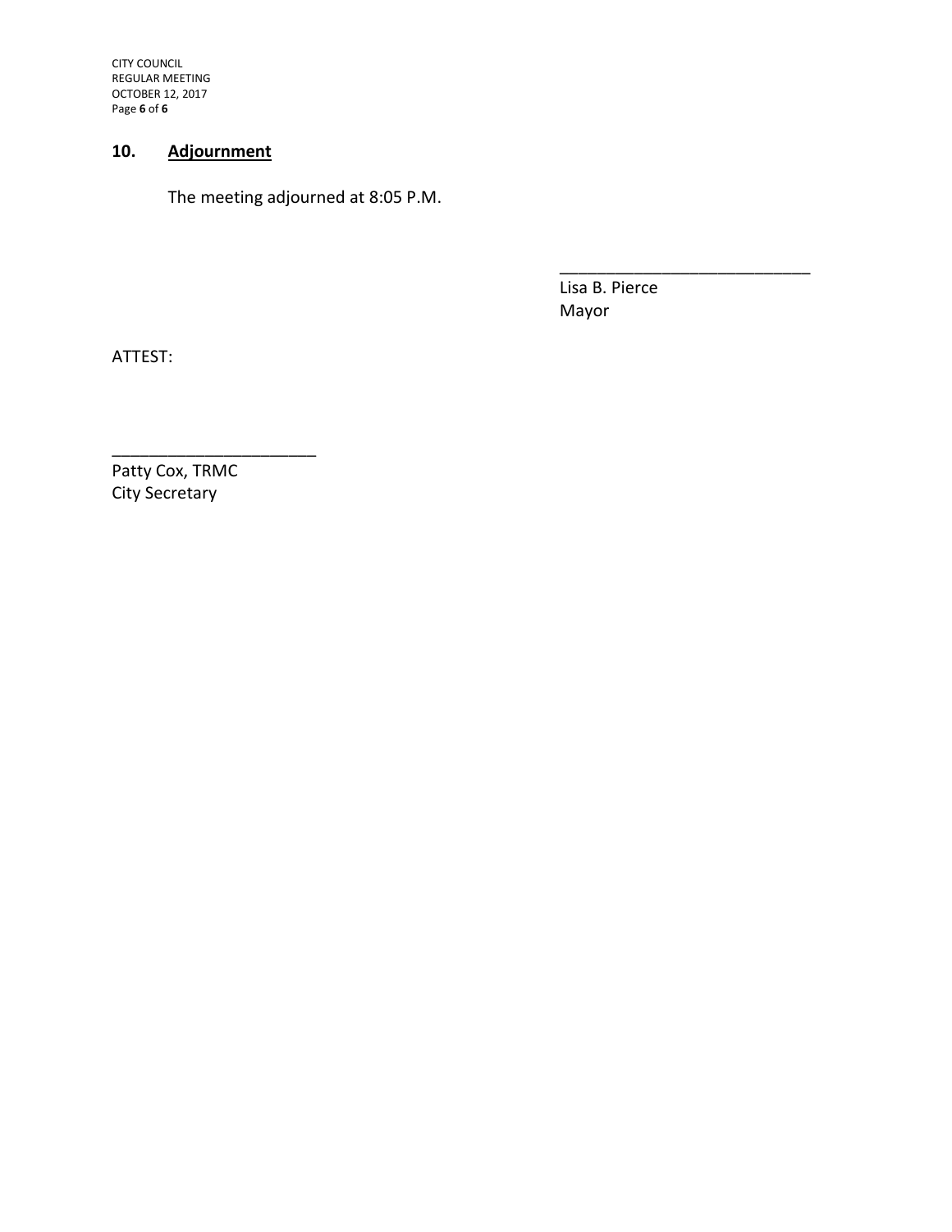## 10. <u>Adjournment</u>

The meeting adjourned at 8:05 P.M.

___________________________
Lisa B. Pierce
Mayor

ATTEST:

______________________
Patty Cox, TRMC
City Secretary